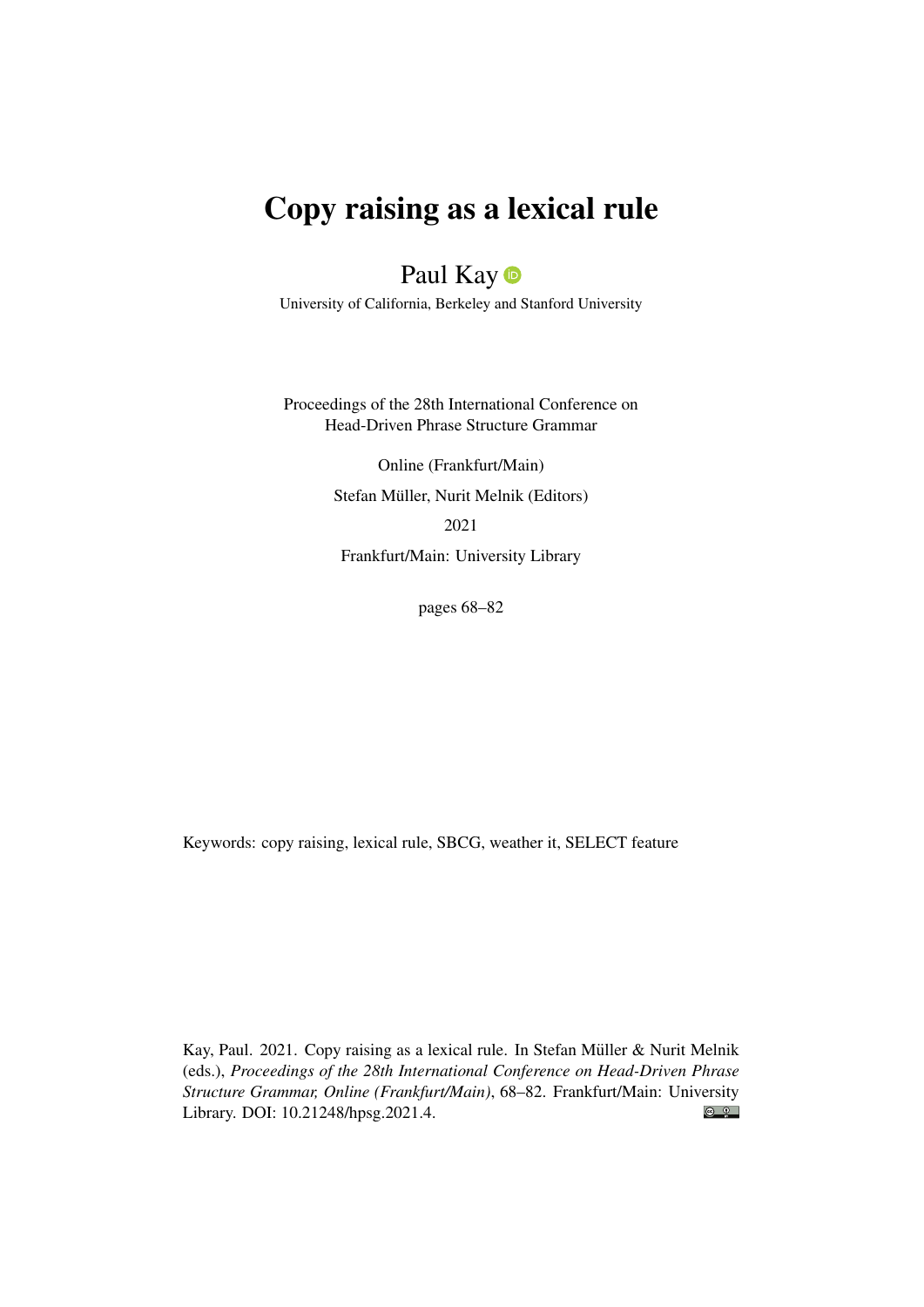# Copy raising as a lexical rule

Paul Kay

University of California, Berkeley and Stanford University

Proceedings of the 28th International Conference on Head-Driven Phrase Structure Grammar

Online (Frankfurt/Main)

Stefan Müller, Nurit Melnik (Editors)

2021

Frankfurt/Main: University Library

pages 68–82

Keywords: copy raising, lexical rule, SBCG, weather it, SELECT feature

Kay, Paul. 2021. Copy raising as a lexical rule. In Stefan Müller & Nurit Melnik (eds.), *Proceedings of the 28th International Conference on Head-Driven Phrase Structure Grammar, Online (Frankfurt/Main)*, 68–82. Frankfurt/Main: University Library. DOI: 10.21248/hpsg.2021.4.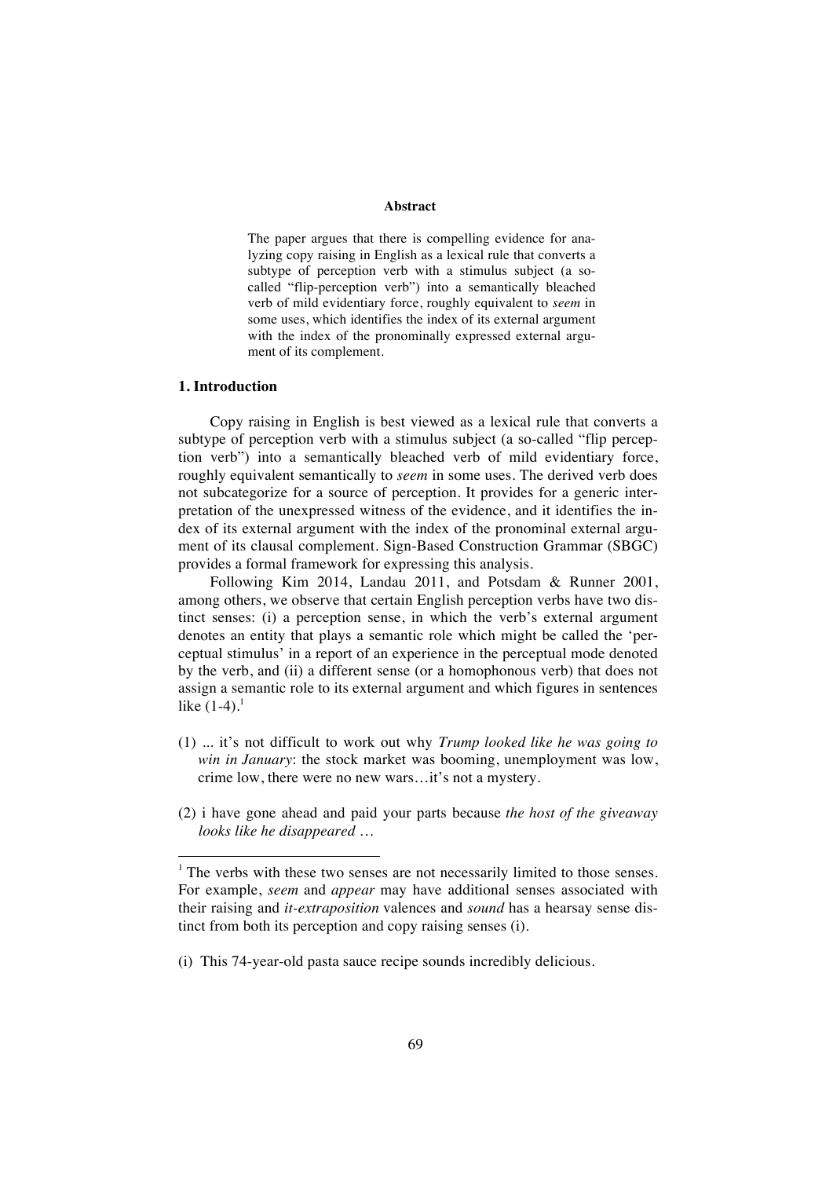**Abstract**

The paper argues that there is compelling evidence for analyzing copy raising in English as a lexical rule that converts a subtype of perception verb with a stimulus subject (a so-called "flip-perception verb") into a semantically bleached verb of mild evidentiary force, roughly equivalent to *seem* in some uses, which identifies the index of its external argument with the index of the pronominally expressed external argument of its complement.

## 1. Introduction

Copy raising in English is best viewed as a lexical rule that converts a subtype of perception verb with a stimulus subject (a so-called "flip perception verb") into a semantically bleached verb of mild evidentiary force, roughly equivalent semantically to *seem* in some uses. The derived verb does not subcategorize for a source of perception. It provides for a generic interpretation of the unexpressed witness of the evidence, and it identifies the index of its external argument with the index of the pronominal external argument of its clausal complement. Sign-Based Construction Grammar (SBGC) provides a formal framework for expressing this analysis.

Following Kim 2014, Landau 2011, and Potsdam & Runner 2001, among others, we observe that certain English perception verbs have two distinct senses: (i) a perception sense, in which the verb's external argument denotes an entity that plays a semantic role which might be called the 'perceptual stimulus' in a report of an experience in the perceptual mode denoted by the verb, and (ii) a different sense (or a homophonous verb) that does not assign a semantic role to its external argument and which figures in sentences like (1-4).[1]

(1) ... it's not difficult to work out why *Trump looked like he was going to win in January*: the stock market was booming, unemployment was low, crime low, there were no new wars…it's not a mystery.

(2) i have gone ahead and paid your parts because *the host of the giveaway looks like he disappeared* …

---

[1] The verbs with these two senses are not necessarily limited to those senses. For example, *seem* and *appear* may have additional senses associated with their raising and *it-extraposition* valences and *sound* has a hearsay sense distinct from both its perception and copy raising senses (i).

(i) This 74-year-old pasta sauce recipe sounds incredibly delicious.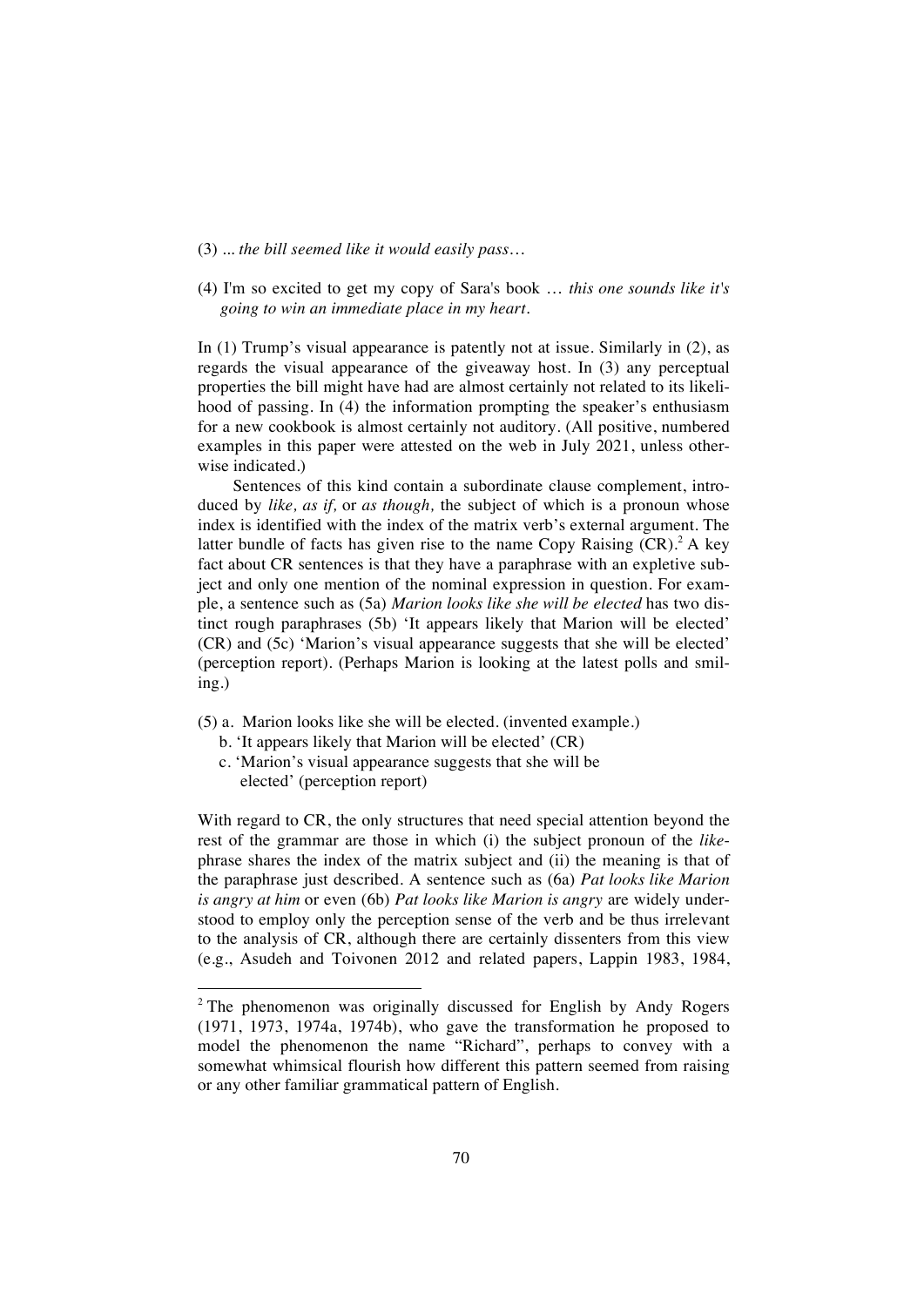(3) ... *the bill seemed like it would easily pass…*

(4) I'm so excited to get my copy of Sara's book … *this one sounds like it's going to win an immediate place in my heart*.

In (1) Trump's visual appearance is patently not at issue. Similarly in (2), as regards the visual appearance of the giveaway host. In (3) any perceptual properties the bill might have had are almost certainly not related to its likelihood of passing. In (4) the information prompting the speaker's enthusiasm for a new cookbook is almost certainly not auditory. (All positive, numbered examples in this paper were attested on the web in July 2021, unless otherwise indicated.)

Sentences of this kind contain a subordinate clause complement, introduced by *like, as if,* or *as though,* the subject of which is a pronoun whose index is identified with the index of the matrix verb's external argument. The latter bundle of facts has given rise to the name Copy Raising (CR).[2] A key fact about CR sentences is that they have a paraphrase with an expletive subject and only one mention of the nominal expression in question. For example, a sentence such as (5a) *Marion looks like she will be elected* has two distinct rough paraphrases (5b) 'It appears likely that Marion will be elected' (CR) and (5c) 'Marion's visual appearance suggests that she will be elected' (perception report). (Perhaps Marion is looking at the latest polls and smiling.)

(5) a. Marion looks like she will be elected. (invented example.)
    b. 'It appears likely that Marion will be elected' (CR)
    c. 'Marion's visual appearance suggests that she will be elected' (perception report)

With regard to CR, the only structures that need special attention beyond the rest of the grammar are those in which (i) the subject pronoun of the *like*-phrase shares the index of the matrix subject and (ii) the meaning is that of the paraphrase just described. A sentence such as (6a) *Pat looks like Marion is angry at him* or even (6b) *Pat looks like Marion is angry* are widely understood to employ only the perception sense of the verb and be thus irrelevant to the analysis of CR, although there are certainly dissenters from this view (e.g., Asudeh and Toivonen 2012 and related papers, Lappin 1983, 1984,

---

[2] The phenomenon was originally discussed for English by Andy Rogers (1971, 1973, 1974a, 1974b), who gave the transformation he proposed to model the phenomenon the name "Richard", perhaps to convey with a somewhat whimsical flourish how different this pattern seemed from raising or any other familiar grammatical pattern of English.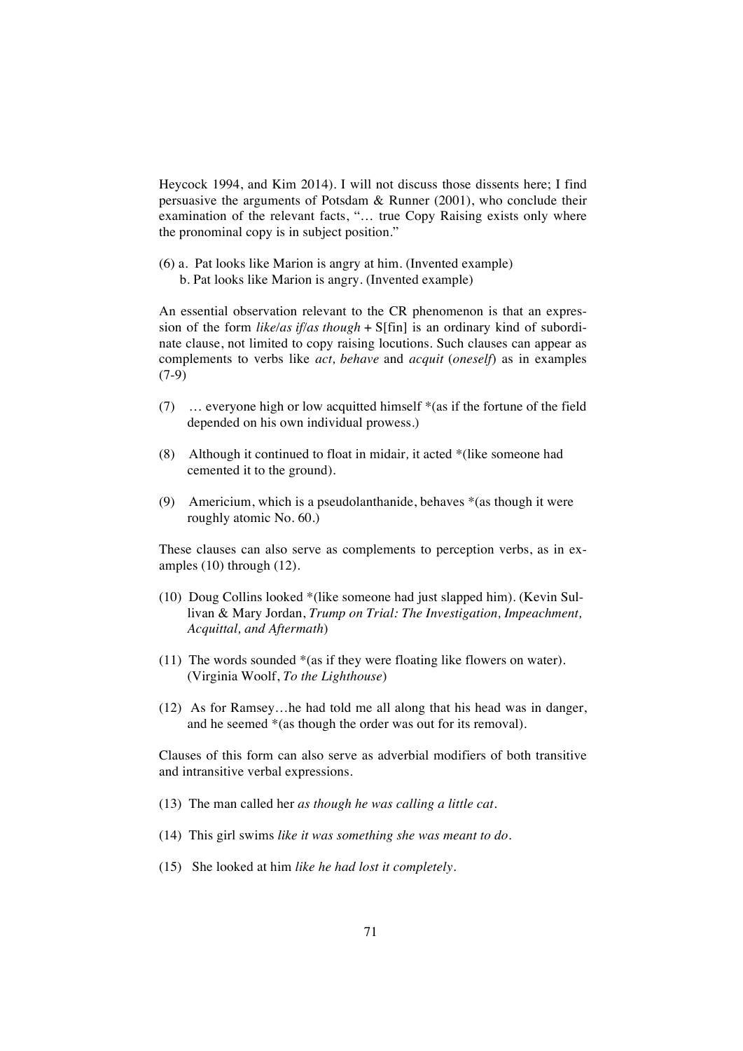Heycock 1994, and Kim 2014). I will not discuss those dissents here; I find persuasive the arguments of Potsdam & Runner (2001), who conclude their examination of the relevant facts, "… true Copy Raising exists only where the pronominal copy is in subject position."

(6) a. Pat looks like Marion is angry at him. (Invented example)
    b. Pat looks like Marion is angry. (Invented example)

An essential observation relevant to the CR phenomenon is that an expression of the form *like/as if/as though* + S[fin] is an ordinary kind of subordinate clause, not limited to copy raising locutions. Such clauses can appear as complements to verbs like *act, behave* and *acquit* (*oneself*) as in examples (7-9)

(7) … everyone high or low acquitted himself *(as if the fortune of the field depended on his own individual prowess.)

(8) Although it continued to float in midair, it acted *(like someone had cemented it to the ground).

(9) Americium, which is a pseudolanthanide, behaves *(as though it were roughly atomic No. 60.)

These clauses can also serve as complements to perception verbs, as in examples (10) through (12).

(10) Doug Collins looked *(like someone had just slapped him). (Kevin Sullivan & Mary Jordan, *Trump on Trial: The Investigation, Impeachment, Acquittal, and Aftermath*)

(11) The words sounded *(as if they were floating like flowers on water). (Virginia Woolf, *To the Lighthouse*)

(12) As for Ramsey…he had told me all along that his head was in danger, and he seemed *(as though the order was out for its removal).

Clauses of this form can also serve as adverbial modifiers of both transitive and intransitive verbal expressions.

(13) The man called her *as though he was calling a little cat*.

(14) This girl swims *like it was something she was meant to do*.

(15) She looked at him *like he had lost it completely*.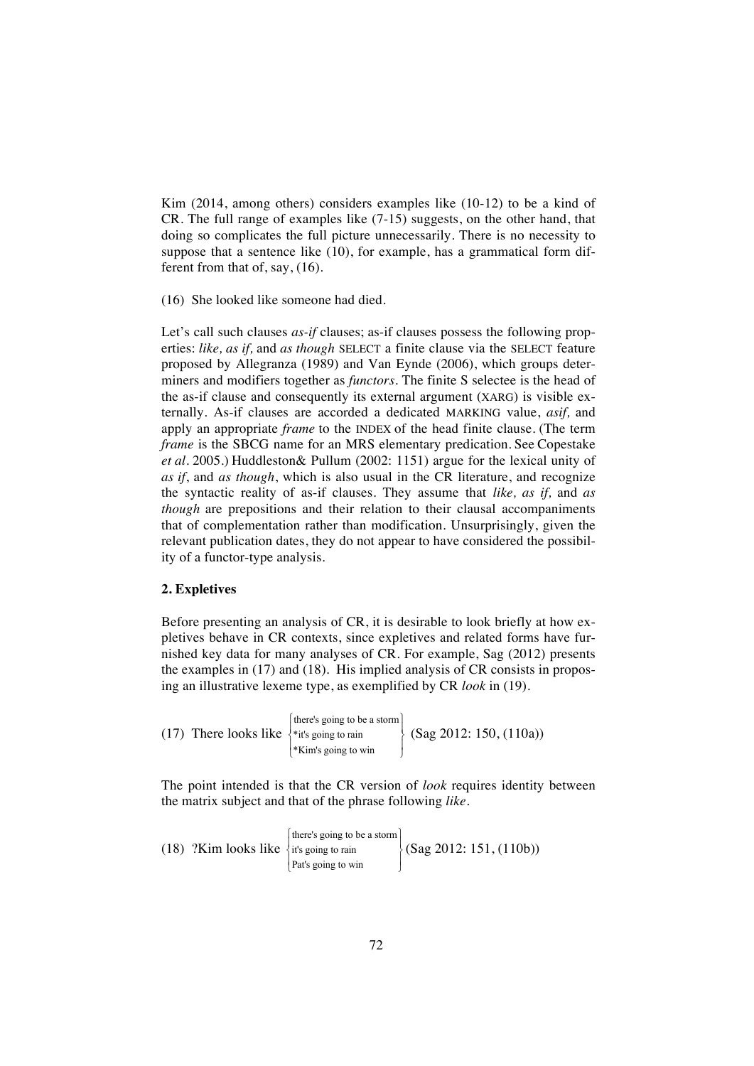Kim (2014, among others) considers examples like (10-12) to be a kind of CR. The full range of examples like (7-15) suggests, on the other hand, that doing so complicates the full picture unnecessarily. There is no necessity to suppose that a sentence like (10), for example, has a grammatical form different from that of, say, (16).

(16) She looked like someone had died.

Let's call such clauses *as-if* clauses; as-if clauses possess the following properties: *like, as if,* and *as though* SELECT a finite clause via the SELECT feature proposed by Allegranza (1989) and Van Eynde (2006), which groups determiners and modifiers together as *functors*. The finite S selectee is the head of the as-if clause and consequently its external argument (XARG) is visible externally. As-if clauses are accorded a dedicated MARKING value, *asif,* and apply an appropriate *frame* to the INDEX of the head finite clause. (The term *frame* is the SBCG name for an MRS elementary predication. See Copestake *et al*. 2005.) Huddleston& Pullum (2002: 1151) argue for the lexical unity of *as if*, and *as though*, which is also usual in the CR literature, and recognize the syntactic reality of as-if clauses. They assume that *like, as if,* and *as though* are prepositions and their relation to their clausal accompaniments that of complementation rather than modification. Unsurprisingly, given the relevant publication dates, they do not appear to have considered the possibility of a functor-type analysis.

**2. Expletives**

Before presenting an analysis of CR, it is desirable to look briefly at how expletives behave in CR contexts, since expletives and related forms have furnished key data for many analyses of CR. For example, Sag (2012) presents the examples in (17) and (18). His implied analysis of CR consists in proposing an illustrative lexeme type, as exemplified by CR *look* in (19).

(17) There looks like { there's going to be a storm / *it's going to rain / *Kim's going to win } (Sag 2012: 150, (110a))

The point intended is that the CR version of *look* requires identity between the matrix subject and that of the phrase following *like*.

(18) ?Kim looks like { there's going to be a storm / it's going to rain / Pat's going to win } (Sag 2012: 151, (110b))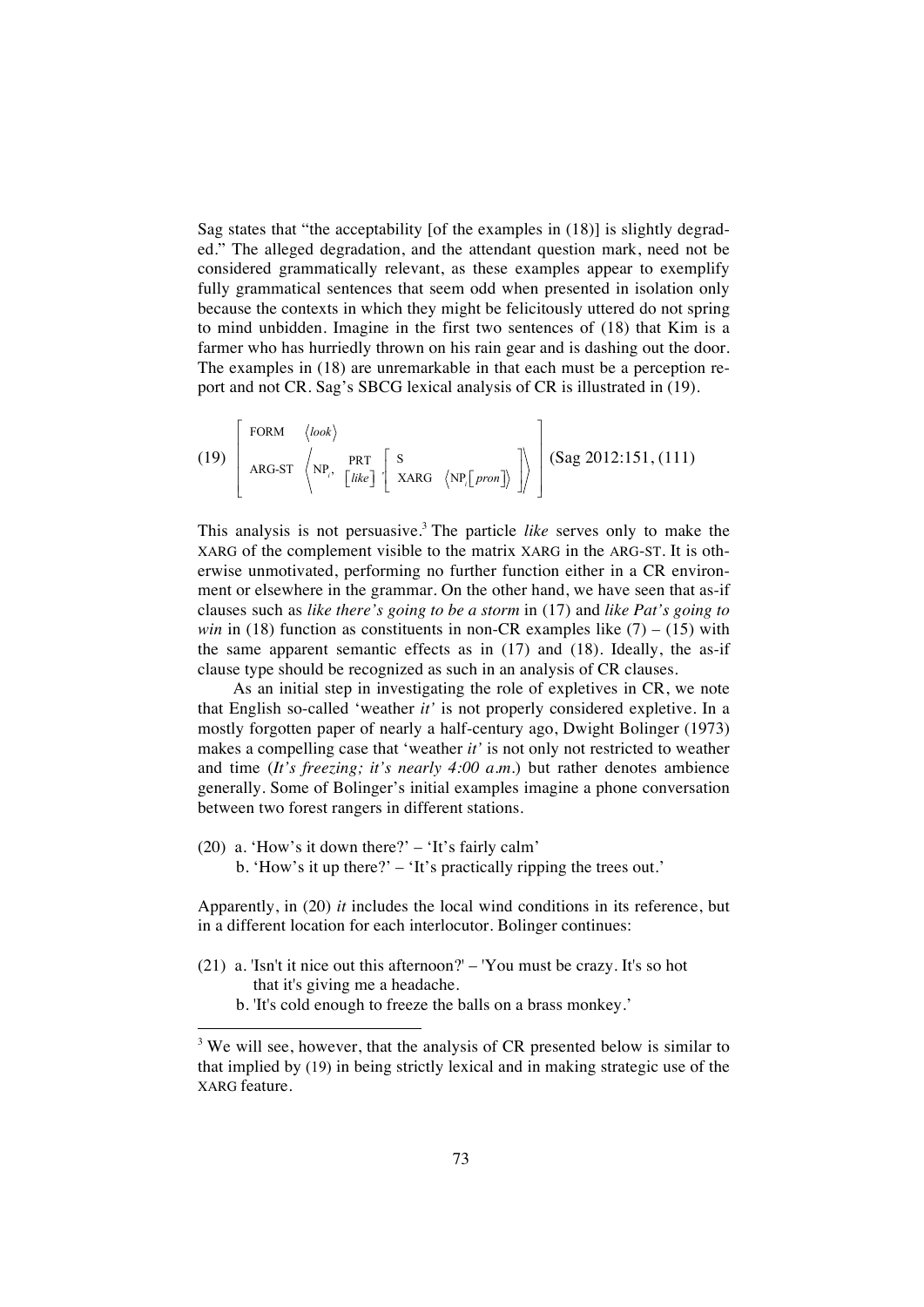Sag states that "the acceptability [of the examples in (18)] is slightly degraded." The alleged degradation, and the attendant question mark, need not be considered grammatically relevant, as these examples appear to exemplify fully grammatical sentences that seem odd when presented in isolation only because the contexts in which they might be felicitously uttered do not spring to mind unbidden. Imagine in the first two sentences of (18) that Kim is a farmer who has hurriedly thrown on his rain gear and is dashing out the door. The examples in (18) are unremarkable in that each must be a perception report and not CR. Sag's SBCG lexical analysis of CR is illustrated in (19).

(19) $\left[\begin{array}{ll} \text{FORM} & \langle look \rangle \\ \text{ARG-ST} & \left\langle \text{NP}_i, \begin{array}{c}\text{PRT}\\ [like]\end{array}, \left[\begin{array}{ll}\text{S} & \\ \text{XARG} & \langle \text{NP}_i[pron] \rangle\end{array}\right] \right\rangle \end{array}\right]$ (Sag 2012:151, (111)

This analysis is not persuasive.[3] The particle *like* serves only to make the XARG of the complement visible to the matrix XARG in the ARG-ST. It is otherwise unmotivated, performing no further function either in a CR environment or elsewhere in the grammar. On the other hand, we have seen that as-if clauses such as *like there's going to be a storm* in (17) and *like Pat's going to win* in (18) function as constituents in non-CR examples like (7) – (15) with the same apparent semantic effects as in (17) and (18). Ideally, the as-if clause type should be recognized as such in an analysis of CR clauses.

As an initial step in investigating the role of expletives in CR, we note that English so-called 'weather *it'* is not properly considered expletive. In a mostly forgotten paper of nearly a half-century ago, Dwight Bolinger (1973) makes a compelling case that 'weather *it'* is not only not restricted to weather and time (*It's freezing; it's nearly 4:00 a.m.*) but rather denotes ambience generally. Some of Bolinger's initial examples imagine a phone conversation between two forest rangers in different stations.

(20) a. 'How's it down there?' – 'It's fairly calm'
 b. 'How's it up there?' – 'It's practically ripping the trees out.'

Apparently, in (20) *it* includes the local wind conditions in its reference, but in a different location for each interlocutor. Bolinger continues:

(21) a. 'Isn't it nice out this afternoon?' – 'You must be crazy. It's so hot that it's giving me a headache.
 b. 'It's cold enough to freeze the balls on a brass monkey.'

---

[3] We will see, however, that the analysis of CR presented below is similar to that implied by (19) in being strictly lexical and in making strategic use of the XARG feature.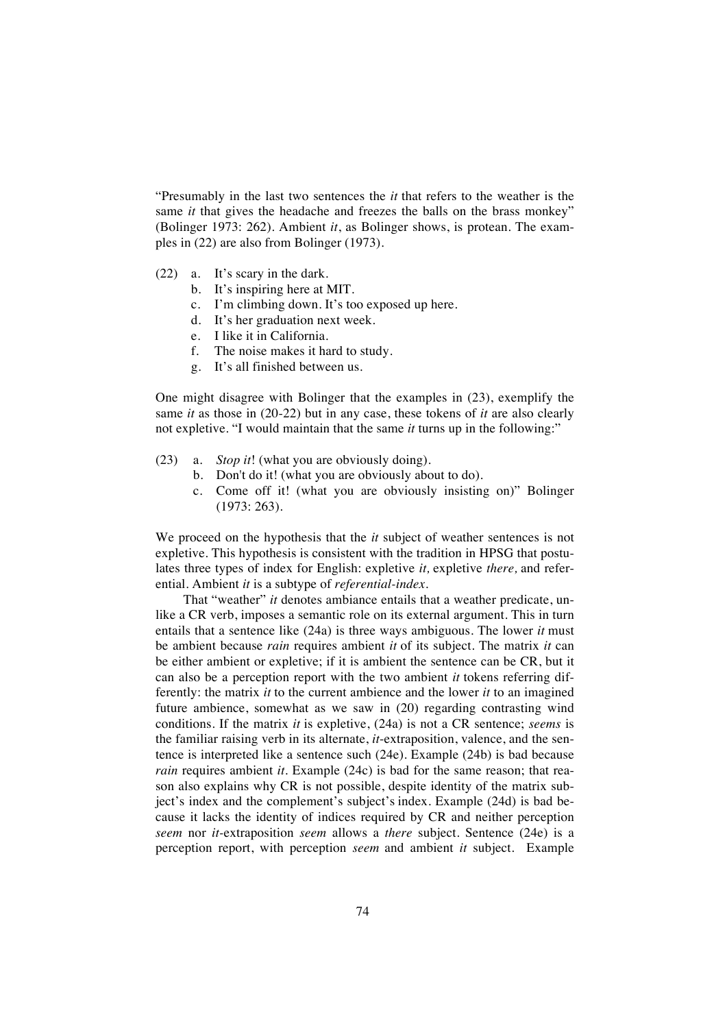"Presumably in the last two sentences the *it* that refers to the weather is the same *it* that gives the headache and freezes the balls on the brass monkey" (Bolinger 1973: 262). Ambient *it*, as Bolinger shows, is protean. The examples in (22) are also from Bolinger (1973).

(22) a. It's scary in the dark.
  b. It's inspiring here at MIT.
  c. I'm climbing down. It's too exposed up here.
  d. It's her graduation next week.
  e. I like it in California.
  f. The noise makes it hard to study.
  g. It's all finished between us.

One might disagree with Bolinger that the examples in (23), exemplify the same *it* as those in (20-22) but in any case, these tokens of *it* are also clearly not expletive. "I would maintain that the same *it* turns up in the following:"

(23) a. *Stop it*! (what you are obviously doing).
  b. Don't do it! (what you are obviously about to do).
  c. Come off it! (what you are obviously insisting on)" Bolinger (1973: 263).

We proceed on the hypothesis that the *it* subject of weather sentences is not expletive. This hypothesis is consistent with the tradition in HPSG that postulates three types of index for English: expletive *it,* expletive *there,* and referential. Ambient *it* is a subtype of *referential-index*.

That "weather" *it* denotes ambiance entails that a weather predicate, unlike a CR verb, imposes a semantic role on its external argument. This in turn entails that a sentence like (24a) is three ways ambiguous. The lower *it* must be ambient because *rain* requires ambient *it* of its subject. The matrix *it* can be either ambient or expletive; if it is ambient the sentence can be CR, but it can also be a perception report with the two ambient *it* tokens referring differently: the matrix *it* to the current ambience and the lower *it* to an imagined future ambience, somewhat as we saw in (20) regarding contrasting wind conditions. If the matrix *it* is expletive, (24a) is not a CR sentence; *seems* is the familiar raising verb in its alternate, *it*-extraposition, valence, and the sentence is interpreted like a sentence such (24e). Example (24b) is bad because *rain* requires ambient *it*. Example (24c) is bad for the same reason; that reason also explains why CR is not possible, despite identity of the matrix subject's index and the complement's subject's index. Example (24d) is bad because it lacks the identity of indices required by CR and neither perception *seem* nor *it*-extraposition *seem* allows a *there* subject. Sentence (24e) is a perception report, with perception *seem* and ambient *it* subject. Example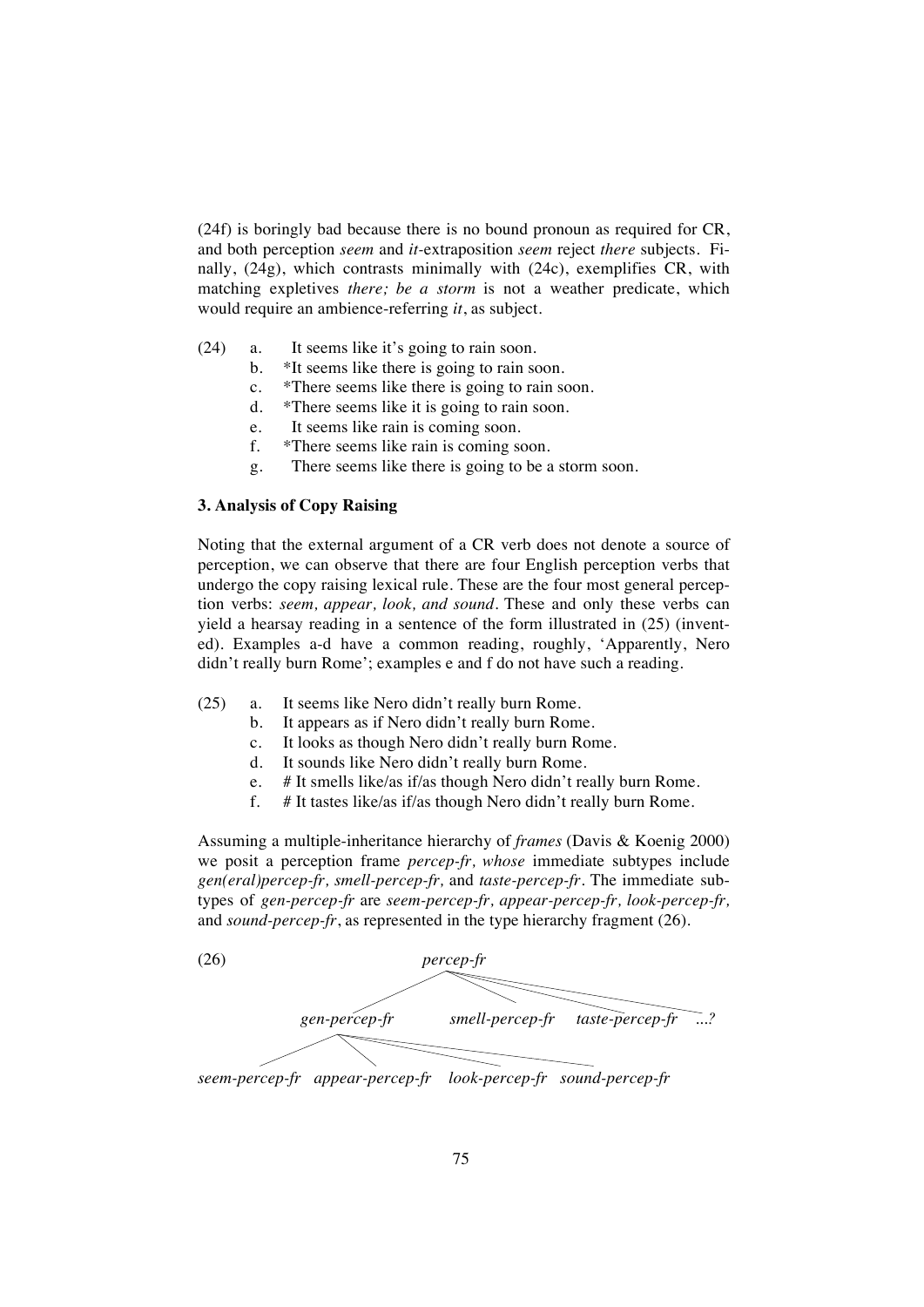(24f) is boringly bad because there is no bound pronoun as required for CR, and both perception *seem* and *it*-extraposition *seem* reject *there* subjects. Finally, (24g), which contrasts minimally with (24c), exemplifies CR, with matching expletives *there; be a storm* is not a weather predicate, which would require an ambience-referring *it*, as subject.

(24)
  a. It seems like it's going to rain soon.
  b. *It seems like there is going to rain soon.
  c. *There seems like there is going to rain soon.
  d. *There seems like it is going to rain soon.
  e. It seems like rain is coming soon.
  f. *There seems like rain is coming soon.
  g. There seems like there is going to be a storm soon.

### 3. Analysis of Copy Raising

Noting that the external argument of a CR verb does not denote a source of perception, we can observe that there are four English perception verbs that undergo the copy raising lexical rule. These are the four most general perception verbs: *seem, appear, look, and sound*. These and only these verbs can yield a hearsay reading in a sentence of the form illustrated in (25) (invented). Examples a-d have a common reading, roughly, 'Apparently, Nero didn't really burn Rome'; examples e and f do not have such a reading.

(25)
  a. It seems like Nero didn't really burn Rome.
  b. It appears as if Nero didn't really burn Rome.
  c. It looks as though Nero didn't really burn Rome.
  d. It sounds like Nero didn't really burn Rome.
  e. # It smells like/as if/as though Nero didn't really burn Rome.
  f. # It tastes like/as if/as though Nero didn't really burn Rome.

Assuming a multiple-inheritance hierarchy of *frames* (Davis & Koenig 2000) we posit a perception frame *percep-fr, whose* immediate subtypes include *gen(eral)percep-fr, smell-percep-fr,* and *taste-percep-fr*. The immediate subtypes of *gen-percep-fr* are *seem-percep-fr, appear-percep-fr, look-percep-fr,* and *sound-percep-fr*, as represented in the type hierarchy fragment (26).

(26)

```
                         percep-fr
          ________________/  |   \___________________
         /                   |          \            \
   gen-percep-fr      smell-percep-fr  taste-percep-fr  ...?
   /      |        \           \
seem-percep-fr  appear-percep-fr  look-percep-fr  sound-percep-fr
```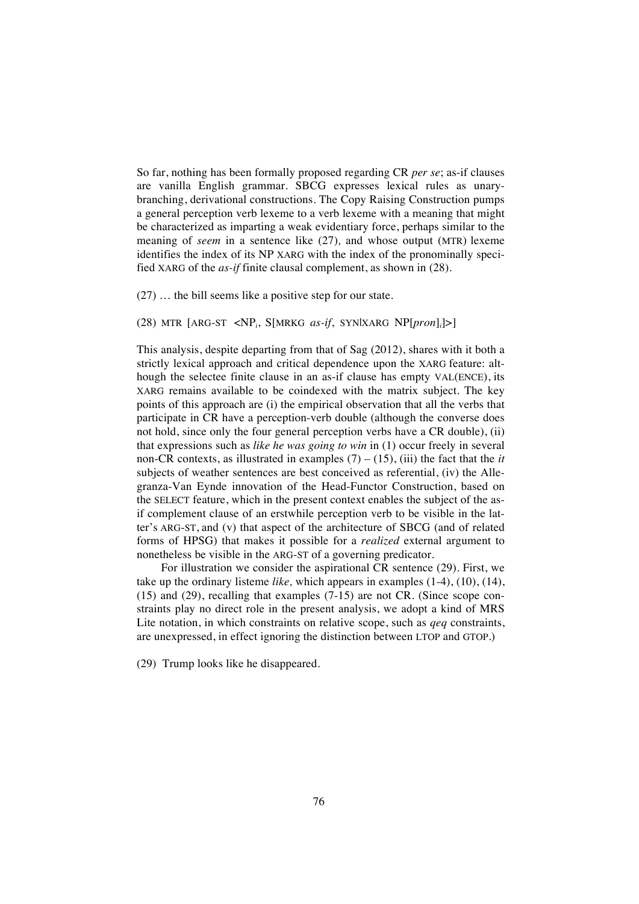So far, nothing has been formally proposed regarding CR *per se*; as-if clauses are vanilla English grammar. SBCG expresses lexical rules as unary-branching, derivational constructions. The Copy Raising Construction pumps a general perception verb lexeme to a verb lexeme with a meaning that might be characterized as imparting a weak evidentiary force, perhaps similar to the meaning of *seem* in a sentence like (27), and whose output (MTR) lexeme identifies the index of its NP XARG with the index of the pronominally specified XARG of the *as-if* finite clausal complement, as shown in (28).

(27) … the bill seems like a positive step for our state.

(28) MTR [ARG-ST <$\mathrm{NP}_i$, S[MRKG *as-if*, SYN|XARG NP[*pron*]$_i$]>]

This analysis, despite departing from that of Sag (2012), shares with it both a strictly lexical approach and critical dependence upon the XARG feature: although the selectee finite clause in an as-if clause has empty VAL(ENCE), its XARG remains available to be coindexed with the matrix subject. The key points of this approach are (i) the empirical observation that all the verbs that participate in CR have a perception-verb double (although the converse does not hold, since only the four general perception verbs have a CR double), (ii) that expressions such as *like he was going to win* in (1) occur freely in several non-CR contexts, as illustrated in examples (7) – (15), (iii) the fact that the *it* subjects of weather sentences are best conceived as referential, (iv) the Allegranza-Van Eynde innovation of the Head-Functor Construction, based on the SELECT feature, which in the present context enables the subject of the as-if complement clause of an erstwhile perception verb to be visible in the latter's ARG-ST, and (v) that aspect of the architecture of SBCG (and of related forms of HPSG) that makes it possible for a *realized* external argument to nonetheless be visible in the ARG-ST of a governing predicator.

For illustration we consider the aspirational CR sentence (29). First, we take up the ordinary listeme *like,* which appears in examples (1-4), (10), (14), (15) and (29), recalling that examples (7-15) are not CR. (Since scope constraints play no direct role in the present analysis, we adopt a kind of MRS Lite notation, in which constraints on relative scope, such as *qeq* constraints, are unexpressed, in effect ignoring the distinction between LTOP and GTOP.)

(29) Trump looks like he disappeared.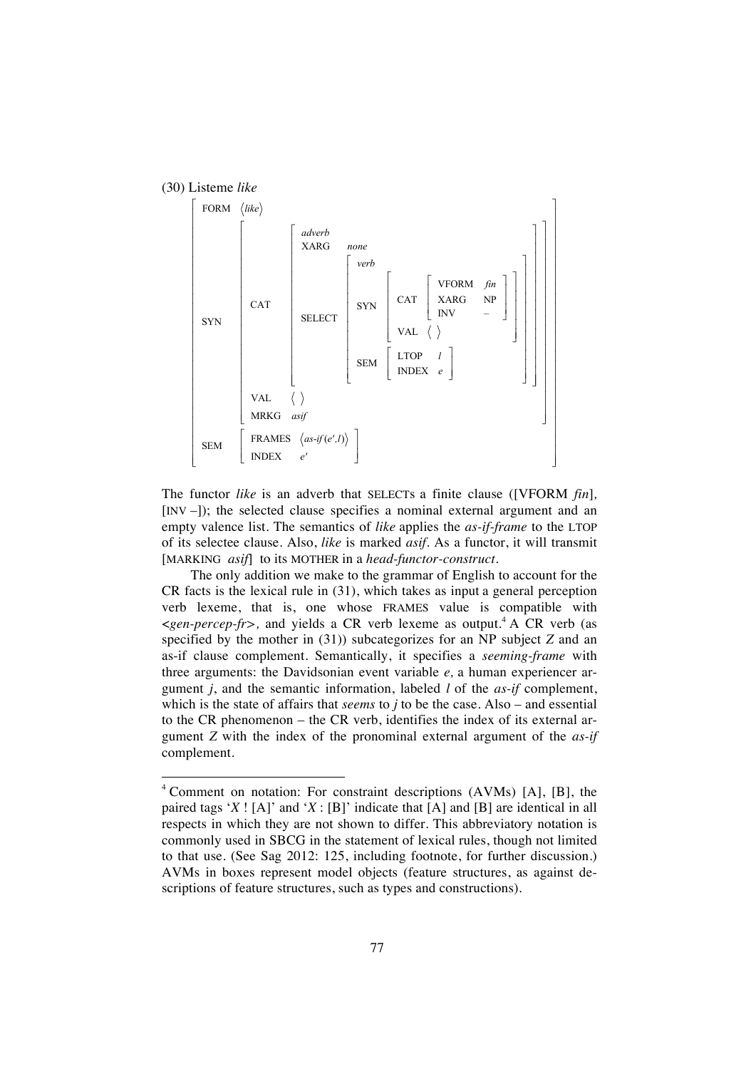(30) Listeme *like*

$$
\begin{bmatrix}
\text{FORM} & \langle \textit{like} \rangle \\
\text{SYN} & \begin{bmatrix}
\text{CAT} & \begin{bmatrix}
\textit{adverb} & \\
\text{XARG} & \textit{none} \\
\text{SELECT} & \begin{bmatrix}
\textit{verb} & \\
\text{SYN} & \begin{bmatrix}
\text{CAT} & \begin{bmatrix}
\text{VFORM} & \textit{fin} \\
\text{XARG} & \text{NP} \\
\text{INV} & -
\end{bmatrix} \\
\text{VAL} & \langle\ \rangle
\end{bmatrix} \\
\text{SEM} & \begin{bmatrix}
\text{LTOP} & l \\
\text{INDEX} & e
\end{bmatrix}
\end{bmatrix}
\end{bmatrix} \\
\text{VAL} & \langle\ \rangle \\
\text{MRKG} & \textit{asif}
\end{bmatrix} \\
\text{SEM} & \begin{bmatrix}
\text{FRAMES} & \langle \textit{as-if}(e', l) \rangle \\
\text{INDEX} & e'
\end{bmatrix}
\end{bmatrix}
$$

The functor *like* is an adverb that SELECTs a finite clause ([VFORM *fin*], [INV –]); the selected clause specifies a nominal external argument and an empty valence list. The semantics of *like* applies the *as-if-frame* to the LTOP of its selectee clause. Also, *like* is marked *asif*. As a functor, it will transmit [MARKING *asif*] to its MOTHER in a *head-functor-construct*.

The only addition we make to the grammar of English to account for the CR facts is the lexical rule in (31), which takes as input a general perception verb lexeme, that is, one whose FRAMES value is compatible with <*gen-percep-fr*>, and yields a CR verb lexeme as output.[4] A CR verb (as specified by the mother in (31)) subcategorizes for an NP subject *Z* and an as-if clause complement. Semantically, it specifies a *seeming-frame* with three arguments: the Davidsonian event variable *e,* a human experiencer argument *j*, and the semantic information, labeled *l* of the *as-if* complement, which is the state of affairs that *seems* to *j* to be the case. Also – and essential to the CR phenomenon – the CR verb, identifies the index of its external argument *Z* with the index of the pronominal external argument of the *as-if* complement.

---

[4] Comment on notation: For constraint descriptions (AVMs) [A], [B], the paired tags '*X* ! [A]' and '*X* : [B]' indicate that [A] and [B] are identical in all respects in which they are not shown to differ. This abbreviatory notation is commonly used in SBCG in the statement of lexical rules, though not limited to that use. (See Sag 2012: 125, including footnote, for further discussion.) AVMs in boxes represent model objects (feature structures, as against descriptions of feature structures, such as types and constructions).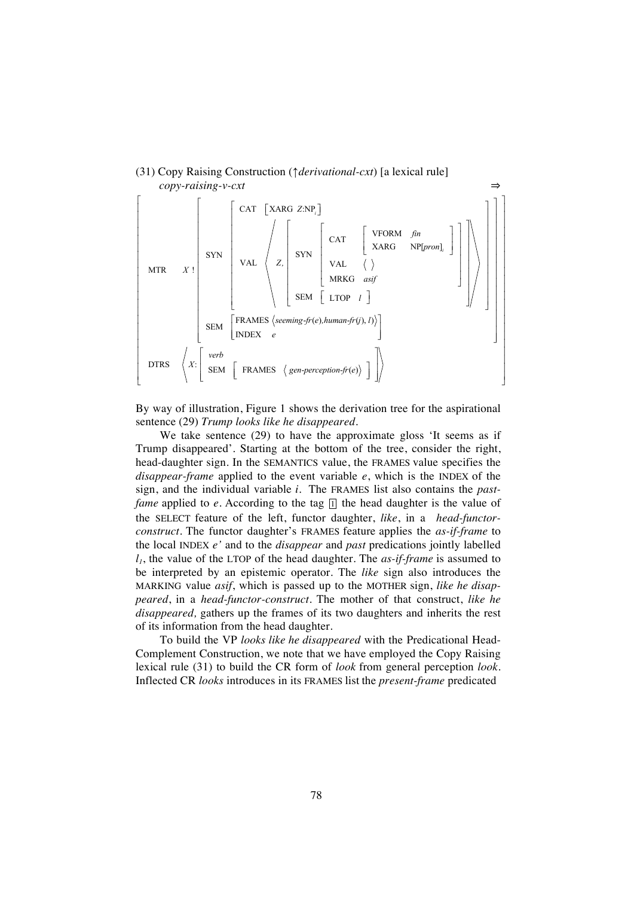(31) Copy Raising Construction (↑*derivational-cxt*) [a lexical rule]
*copy-raising-v-cxt* ⇒

$$
\left[\begin{array}{ll}
\text{MTR} & X\,!\left[\begin{array}{ll}
\text{SYN} & \left[\begin{array}{ll}
\text{CAT} & \left[\text{XARG}\ Z{:}\text{NP}_i\right] \\
\text{VAL} & \left\langle Z,\ \left[\begin{array}{ll}
\text{SYN} & \left[\begin{array}{ll}
\text{CAT} & \left[\begin{array}{ll}\text{VFORM} & \textit{fin}\\ \text{XARG} & \text{NP}[\textit{pron}]_i\end{array}\right]\\
\text{VAL} & \langle\ \rangle\\
\text{MRKG} & \textit{asif}
\end{array}\right]\\
\text{SEM} & \left[\text{LTOP}\ \ l\right]
\end{array}\right]\right\rangle
\end{array}\right] \\
\text{SEM} & \left[\begin{array}{ll}\text{FRAMES} & \langle \textit{seeming-fr}(e), \textit{human-fr}(j), l\rangle\\ \text{INDEX} & e\end{array}\right]
\end{array}\right] \\
\text{DTRS} & \left\langle X{:}\left[\begin{array}{l}\textit{verb}\\ \text{SEM}\ \left[\ \text{FRAMES}\ \ \langle \textit{gen-perception-fr}(e)\rangle\ \right]\end{array}\right]\right\rangle
\end{array}\right]
$$

By way of illustration, Figure 1 shows the derivation tree for the aspirational sentence (29) *Trump looks like he disappeared*.

We take sentence (29) to have the approximate gloss 'It seems as if Trump disappeared'. Starting at the bottom of the tree, consider the right, head-daughter sign. In the SEMANTICS value, the FRAMES value specifies the *disappear-frame* applied to the event variable *e*, which is the INDEX of the sign, and the individual variable *i*. The FRAMES list also contains the *past-fame* applied to *e*. According to the tag 1 the head daughter is the value of the SELECT feature of the left, functor daughter, *like*, in a *head-functor-construct*. The functor daughter's FRAMES feature applies the *as-if-frame* to the local INDEX *e'* and to the *disappear* and *past* predications jointly labelled $l_1$, the value of the LTOP of the head daughter. The *as-if-frame* is assumed to be interpreted by an epistemic operator. The *like* sign also introduces the MARKING value *asif*, which is passed up to the MOTHER sign, *like he disappeared*, in a *head-functor-construct*. The mother of that construct, *like he disappeared,* gathers up the frames of its two daughters and inherits the rest of its information from the head daughter.

To build the VP *looks like he disappeared* with the Predicational Head-Complement Construction, we note that we have employed the Copy Raising lexical rule (31) to build the CR form of *look* from general perception *look*. Inflected CR *looks* introduces in its FRAMES list the *present-frame* predicated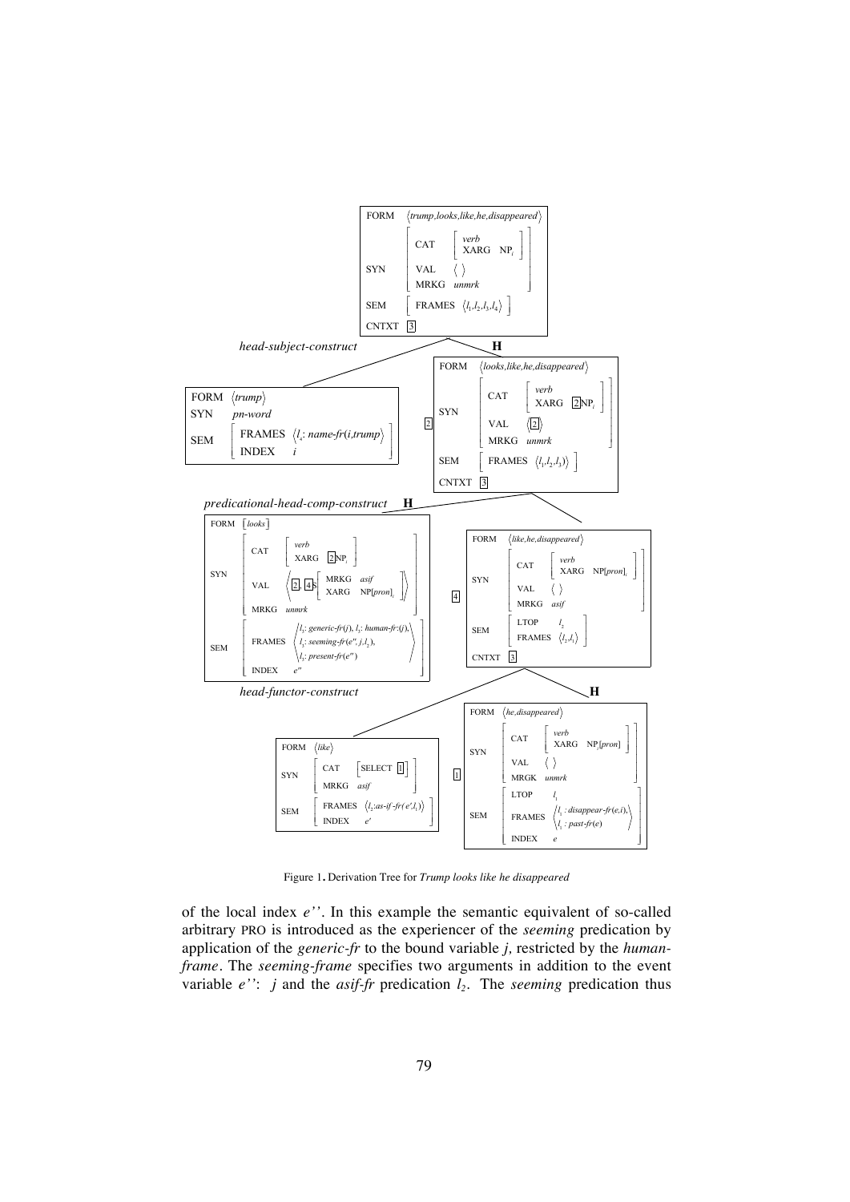Figure 1. Derivation Tree for *Trump looks like he disappeared*

of the local index *e''*. In this example the semantic equivalent of so-called arbitrary PRO is introduced as the experiencer of the *seeming* predication by application of the *generic-fr* to the bound variable *j*, restricted by the *human-frame*. The *seeming-frame* specifies two arguments in addition to the event variable *e''*: *j* and the *asif-fr* predication $l_2$. The *seeming* predication thus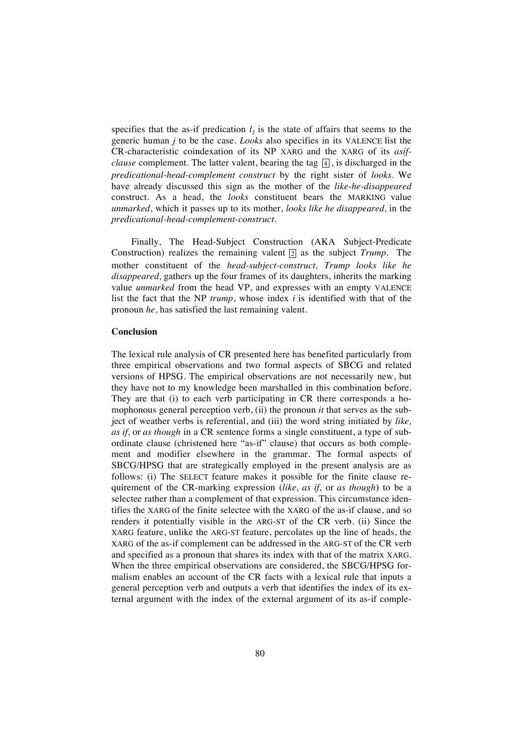specifies that the as-if predication $l_2$ is the state of affairs that seems to the generic human *j* to be the case. *Looks* also specifies in its VALENCE list the CR-characteristic coindexation of its NP XARG and the XARG of its *asif-clause* complement. The latter valent, bearing the tag [4], is discharged in the *predicational-head-complement construct* by the right sister of *looks*. We have already discussed this sign as the mother of the *like-he-disappeared* construct. As a head, the *looks* constituent bears the MARKING value *unmarked*, which it passes up to its mother, *looks like he disappeared,* in the *predicational-head-complement-construct*.

Finally, The Head-Subject Construction (AKA Subject-Predicate Construction) realizes the remaining valent [2] as the subject *Trump*. The mother constituent of the *head-subject-construct, Trump looks like he disappeared,* gathers up the four frames of its daughters, inherits the marking value *unmarked* from the head VP, and expresses with an empty VALENCE list the fact that the NP *trump*, whose index *i* is identified with that of the pronoun *he*, has satisfied the last remaining valent.

**Conclusion**

The lexical rule analysis of CR presented here has benefited particularly from three empirical observations and two formal aspects of SBCG and related versions of HPSG. The empirical observations are not necessarily new, but they have not to my knowledge been marshalled in this combination before. They are that (i) to each verb participating in CR there corresponds a homophonous general perception verb, (ii) the pronoun *it* that serves as the subject of weather verbs is referential, and (iii) the word string initiated by *like, as if,* or *as though* in a CR sentence forms a single constituent, a type of subordinate clause (christened here "as-if" clause) that occurs as both complement and modifier elsewhere in the grammar. The formal aspects of SBCG/HPSG that are strategically employed in the present analysis are as follows: (i) The SELECT feature makes it possible for the finite clause requirement of the CR-marking expression (*like, as if,* or *as though*) to be a selectee rather than a complement of that expression. This circumstance identifies the XARG of the finite selectee with the XARG of the as-if clause, and so renders it potentially visible in the ARG-ST of the CR verb. (ii) Since the XARG feature, unlike the ARG-ST feature, percolates up the line of heads, the XARG of the as-if complement can be addressed in the ARG-ST of the CR verb and specified as a pronoun that shares its index with that of the matrix XARG. When the three empirical observations are considered, the SBCG/HPSG formalism enables an account of the CR facts with a lexical rule that inputs a general perception verb and outputs a verb that identifies the index of its external argument with the index of the external argument of its as-if comple-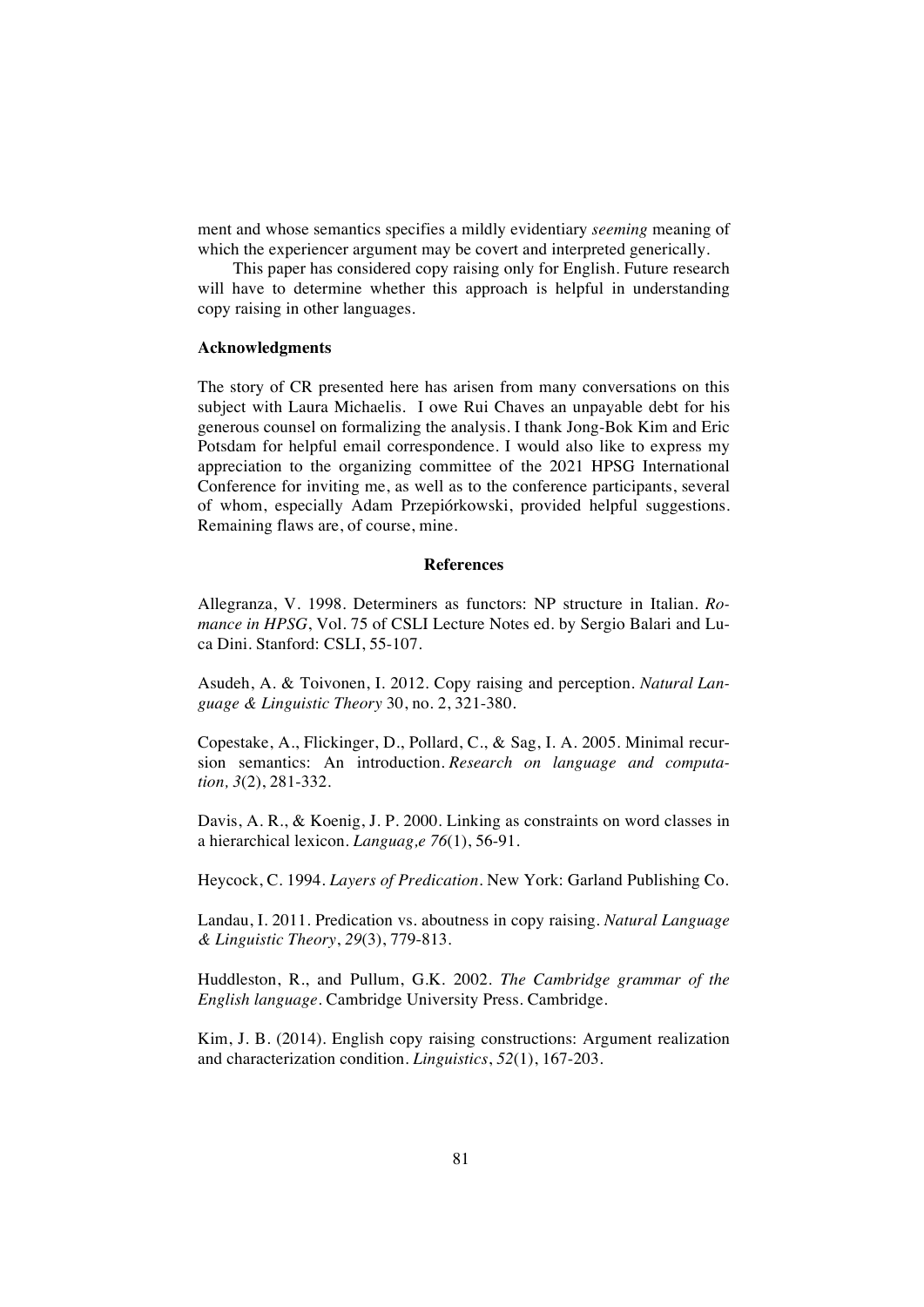ment and whose semantics specifies a mildly evidentiary *seeming* meaning of which the experiencer argument may be covert and interpreted generically.

This paper has considered copy raising only for English. Future research will have to determine whether this approach is helpful in understanding copy raising in other languages.

### Acknowledgments

The story of CR presented here has arisen from many conversations on this subject with Laura Michaelis. I owe Rui Chaves an unpayable debt for his generous counsel on formalizing the analysis. I thank Jong-Bok Kim and Eric Potsdam for helpful email correspondence. I would also like to express my appreciation to the organizing committee of the 2021 HPSG International Conference for inviting me, as well as to the conference participants, several of whom, especially Adam Przepiórkowski, provided helpful suggestions. Remaining flaws are, of course, mine.

## References

Allegranza, V. 1998. Determiners as functors: NP structure in Italian. *Romance in HPSG*, Vol. 75 of CSLI Lecture Notes ed. by Sergio Balari and Luca Dini. Stanford: CSLI, 55-107.

Asudeh, A. & Toivonen, I. 2012. Copy raising and perception. *Natural Language & Linguistic Theory* 30, no. 2, 321-380.

Copestake, A., Flickinger, D., Pollard, C., & Sag, I. A. 2005. Minimal recursion semantics: An introduction. *Research on language and computation, 3*(2), 281-332.

Davis, A. R., & Koenig, J. P. 2000. Linking as constraints on word classes in a hierarchical lexicon. *Languag,e 76*(1), 56-91.

Heycock, C. 1994. *Layers of Predication*. New York: Garland Publishing Co.

Landau, I. 2011. Predication vs. aboutness in copy raising. *Natural Language & Linguistic Theory*, *29*(3), 779-813.

Huddleston, R., and Pullum, G.K. 2002. *The Cambridge grammar of the English language*. Cambridge University Press. Cambridge.

Kim, J. B. (2014). English copy raising constructions: Argument realization and characterization condition. *Linguistics*, *52*(1), 167-203.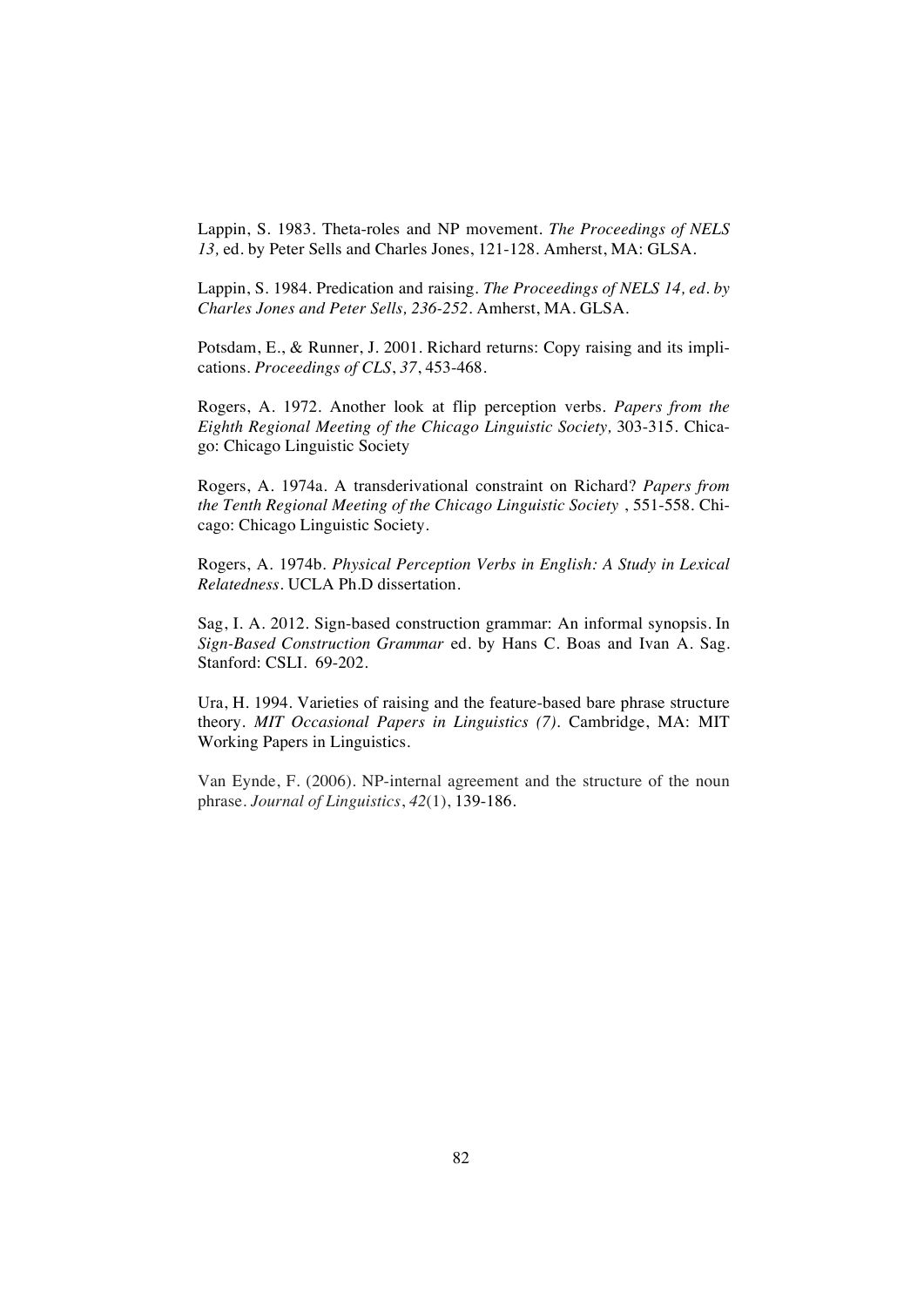Lappin, S. 1983. Theta-roles and NP movement. *The Proceedings of NELS 13,* ed. by Peter Sells and Charles Jones, 121-128. Amherst, MA: GLSA.

Lappin, S. 1984. Predication and raising. *The Proceedings of NELS 14, ed. by Charles Jones and Peter Sells, 236-252*. Amherst, MA. GLSA.

Potsdam, E., & Runner, J. 2001. Richard returns: Copy raising and its implications. *Proceedings of CLS*, *37*, 453-468.

Rogers, A. 1972. Another look at flip perception verbs. *Papers from the Eighth Regional Meeting of the Chicago Linguistic Society,* 303-315. Chicago: Chicago Linguistic Society

Rogers, A. 1974a. A transderivational constraint on Richard? *Papers from the Tenth Regional Meeting of the Chicago Linguistic Society* , 551-558. Chicago: Chicago Linguistic Society.

Rogers, A. 1974b. *Physical Perception Verbs in English: A Study in Lexical Relatedness*. UCLA Ph.D dissertation.

Sag, I. A. 2012. Sign-based construction grammar: An informal synopsis. In *Sign-Based Construction Grammar* ed. by Hans C. Boas and Ivan A. Sag. Stanford: CSLI. 69-202.

Ura, H. 1994. Varieties of raising and the feature-based bare phrase structure theory. *MIT Occasional Papers in Linguistics (7)*. Cambridge, MA: MIT Working Papers in Linguistics.

Van Eynde, F. (2006). NP-internal agreement and the structure of the noun phrase. *Journal of Linguistics*, *42*(1), 139-186.